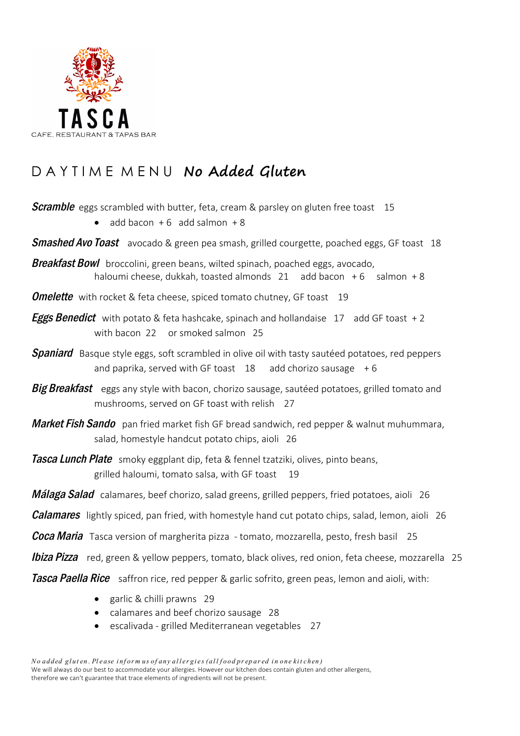# TASCA

CAFE, RESTAURANT & TAPAS BAR

## DAYTIME MENU **No Added Gluten**

***Scramble*** eggs scrambled with butter, feta, cream & parsley on gluten free toast 15

- add bacon + 6 add salmon + 8

***Smashed Avo Toast*** avocado & green pea smash, grilled courgette, poached eggs, GF toast 18

***Breakfast Bowl*** broccolini, green beans, wilted spinach, poached eggs, avocado, haloumi cheese, dukkah, toasted almonds 21 add bacon + 6 salmon + 8

***Omelette*** with rocket & feta cheese, spiced tomato chutney, GF toast 19

***Eggs Benedict*** with potato & feta hashcake, spinach and hollandaise 17 add GF toast + 2 with bacon 22 or smoked salmon 25

***Spaniard*** Basque style eggs, soft scrambled in olive oil with tasty sautéed potatoes, red peppers and paprika, served with GF toast 18 add chorizo sausage + 6

***Big Breakfast*** eggs any style with bacon, chorizo sausage, sautéed potatoes, grilled tomato and mushrooms, served on GF toast with relish 27

***Market Fish Sando*** pan fried market fish GF bread sandwich, red pepper & walnut muhummara, salad, homestyle handcut potato chips, aioli 26

***Tasca Lunch Plate*** smoky eggplant dip, feta & fennel tzatziki, olives, pinto beans, grilled haloumi, tomato salsa, with GF toast 19

***Málaga Salad*** calamares, beef chorizo, salad greens, grilled peppers, fried potatoes, aioli 26

***Calamares*** lightly spiced, pan fried, with homestyle hand cut potato chips, salad, lemon, aioli 26

***Coca Maria*** Tasca version of margherita pizza - tomato, mozzarella, pesto, fresh basil 25

***Ibiza Pizza*** red, green & yellow peppers, tomato, black olives, red onion, feta cheese, mozzarella 25

***Tasca Paella Rice*** saffron rice, red pepper & garlic sofrito, green peas, lemon and aioli, with:

- garlic & chilli prawns 29
- calamares and beef chorizo sausage 28
- escalivada - grilled Mediterranean vegetables 27

*No added gluten. Please inform us of any allergies (all food prepared in one kitchen)*
We will always do our best to accommodate your allergies. However our kitchen does contain gluten and other allergens, therefore we can't guarantee that trace elements of ingredients will not be present.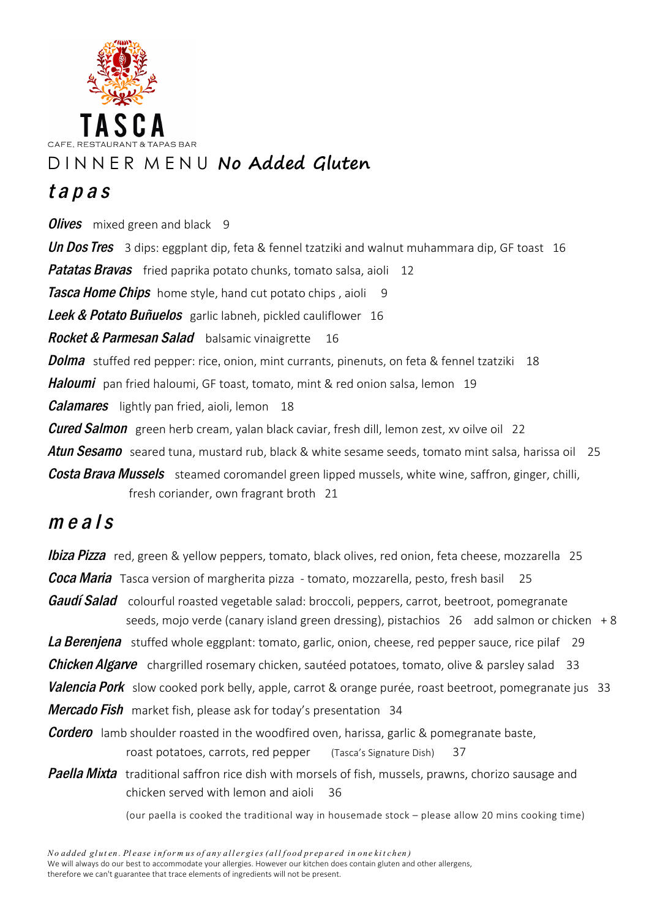# TASCA

CAFE, RESTAURANT & TAPAS BAR

## DINNER MENU **No Added Gluten**

## *tapas*

***Olives*** mixed green and black 9

***Un Dos Tres*** 3 dips: eggplant dip, feta & fennel tzatziki and walnut muhammara dip, GF toast 16

***Patatas Bravas*** fried paprika potato chunks, tomato salsa, aioli 12

***Tasca Home Chips*** home style, hand cut potato chips , aioli 9

***Leek & Potato Buñuelos*** garlic labneh, pickled cauliflower 16

***Rocket & Parmesan Salad*** balsamic vinaigrette 16

***Dolma*** stuffed red pepper: rice, onion, mint currants, pinenuts, on feta & fennel tzatziki 18

***Haloumi*** pan fried haloumi, GF toast, tomato, mint & red onion salsa, lemon 19

***Calamares*** lightly pan fried, aioli, lemon 18

***Cured Salmon*** green herb cream, yalan black caviar, fresh dill, lemon zest, xv oilve oil 22

***Atun Sesamo*** seared tuna, mustard rub, black & white sesame seeds, tomato mint salsa, harissa oil 25

***Costa Brava Mussels*** steamed coromandel green lipped mussels, white wine, saffron, ginger, chilli, fresh coriander, own fragrant broth 21

## *meals*

***Ibiza Pizza*** red, green & yellow peppers, tomato, black olives, red onion, feta cheese, mozzarella 25

***Coca Maria*** Tasca version of margherita pizza - tomato, mozzarella, pesto, fresh basil 25

***Gaudí Salad*** colourful roasted vegetable salad: broccoli, peppers, carrot, beetroot, pomegranate seeds, mojo verde (canary island green dressing), pistachios 26 add salmon or chicken + 8

***La Berenjena*** stuffed whole eggplant: tomato, garlic, onion, cheese, red pepper sauce, rice pilaf 29

***Chicken Algarve*** chargrilled rosemary chicken, sautéed potatoes, tomato, olive & parsley salad 33

***Valencia Pork*** slow cooked pork belly, apple, carrot & orange purée, roast beetroot, pomegranate jus 33

***Mercado Fish*** market fish, please ask for today's presentation 34

***Cordero*** lamb shoulder roasted in the woodfired oven, harissa, garlic & pomegranate baste, roast potatoes, carrots, red pepper (Tasca's Signature Dish) 37

***Paella Mixta*** traditional saffron rice dish with morsels of fish, mussels, prawns, chorizo sausage and chicken served with lemon and aioli 36

(our paella is cooked the traditional way in housemade stock – please allow 20 mins cooking time)

*No added gluten. Please inform us of any allergies (all food prepared in one kitchen)*
We will always do our best to accommodate your allergies. However our kitchen does contain gluten and other allergens, therefore we can't guarantee that trace elements of ingredients will not be present.